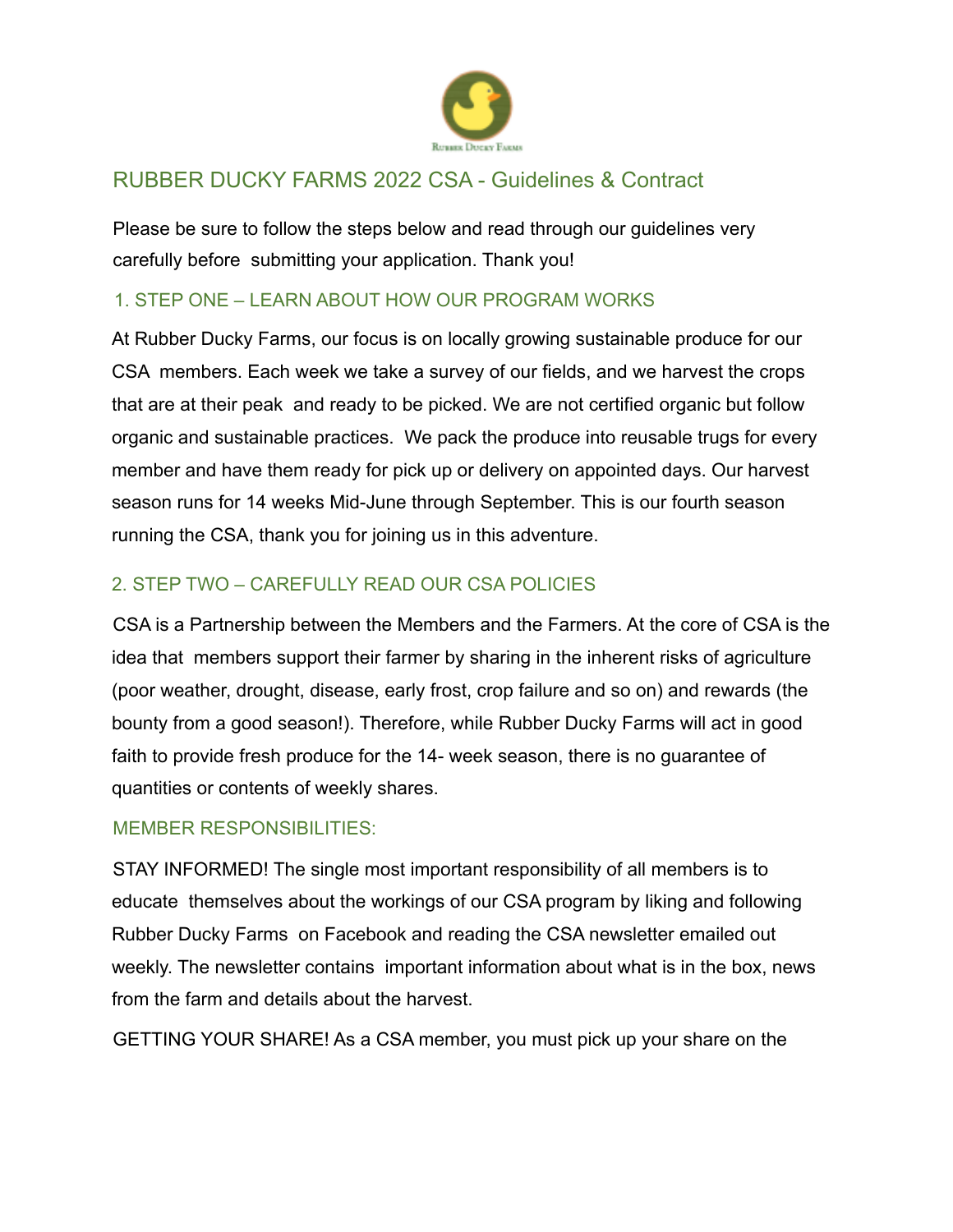# RUBBER DUCKY FARMS 2022 CSA - Guidelines & Contract

Please be sure to follow the steps below and read through our guidelines very carefully before submitting your application. Thank you!

## 1. STEP ONE – LEARN ABOUT HOW OUR PROGRAM WORKS

At Rubber Ducky Farms, our focus is on locally growing sustainable produce for our CSA members. Each week we take a survey of our fields, and we harvest the crops that are at their peak and ready to be picked. We are not certified organic but follow organic and sustainable practices. We pack the produce into reusable trugs for every member and have them ready for pick up or delivery on appointed days. Our harvest season runs for 14 weeks Mid-June through September. This is our fourth season running the CSA, thank you for joining us in this adventure.

## 2. STEP TWO – CAREFULLY READ OUR CSA POLICIES

CSA is a Partnership between the Members and the Farmers. At the core of CSA is the idea that members support their farmer by sharing in the inherent risks of agriculture (poor weather, drought, disease, early frost, crop failure and so on) and rewards (the bounty from a good season!). Therefore, while Rubber Ducky Farms will act in good faith to provide fresh produce for the 14- week season, there is no guarantee of quantities or contents of weekly shares.

### MEMBER RESPONSIBILITIES:

STAY INFORMED! The single most important responsibility of all members is to educate themselves about the workings of our CSA program by liking and following Rubber Ducky Farms on Facebook and reading the CSA newsletter emailed out weekly. The newsletter contains important information about what is in the box, news from the farm and details about the harvest.

GETTING YOUR SHARE! As a CSA member, you must pick up your share on the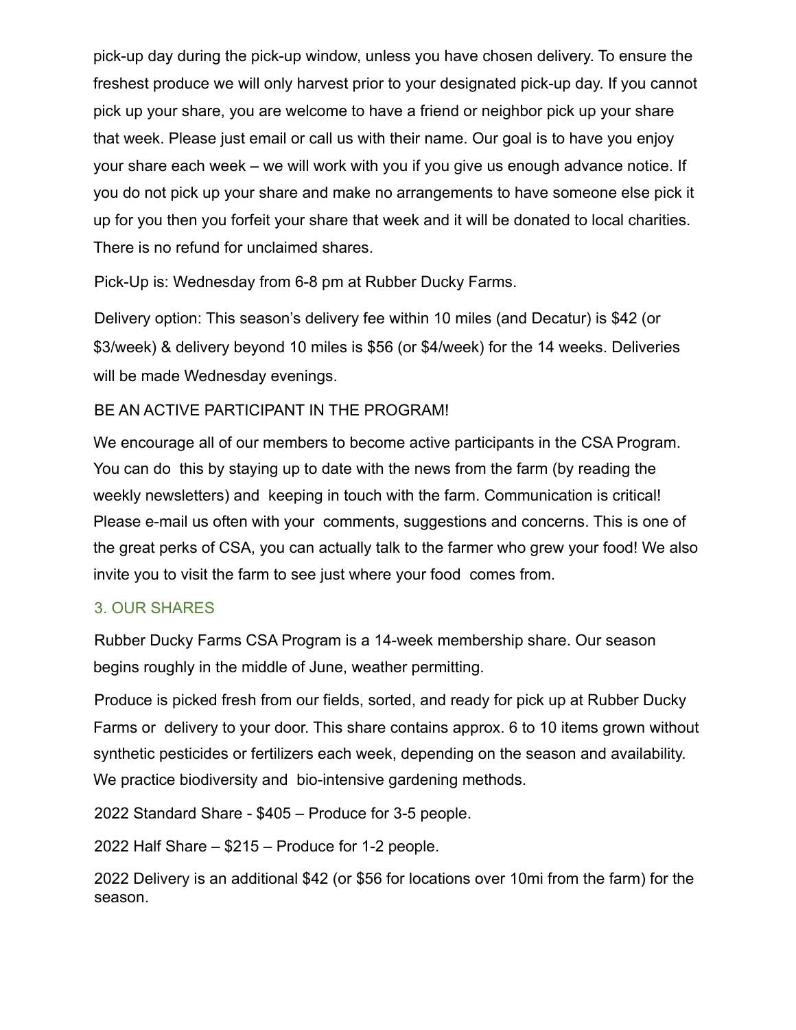pick-up day during the pick-up window, unless you have chosen delivery. To ensure the freshest produce we will only harvest prior to your designated pick-up day. If you cannot pick up your share, you are welcome to have a friend or neighbor pick up your share that week. Please just email or call us with their name. Our goal is to have you enjoy your share each week – we will work with you if you give us enough advance notice. If you do not pick up your share and make no arrangements to have someone else pick it up for you then you forfeit your share that week and it will be donated to local charities. There is no refund for unclaimed shares.

Pick-Up is: Wednesday from 6-8 pm at Rubber Ducky Farms.

Delivery option: This season's delivery fee within 10 miles (and Decatur) is $42 (or $3/week) & delivery beyond 10 miles is $56 (or $4/week) for the 14 weeks. Deliveries will be made Wednesday evenings.

BE AN ACTIVE PARTICIPANT IN THE PROGRAM!

We encourage all of our members to become active participants in the CSA Program. You can do this by staying up to date with the news from the farm (by reading the weekly newsletters) and keeping in touch with the farm. Communication is critical! Please e-mail us often with your comments, suggestions and concerns. This is one of the great perks of CSA, you can actually talk to the farmer who grew your food! We also invite you to visit the farm to see just where your food comes from.

## 3. OUR SHARES

Rubber Ducky Farms CSA Program is a 14-week membership share. Our season begins roughly in the middle of June, weather permitting.

Produce is picked fresh from our fields, sorted, and ready for pick up at Rubber Ducky Farms or delivery to your door. This share contains approx. 6 to 10 items grown without synthetic pesticides or fertilizers each week, depending on the season and availability. We practice biodiversity and bio-intensive gardening methods.

2022 Standard Share - $405 – Produce for 3-5 people.

2022 Half Share – $215 – Produce for 1-2 people.

2022 Delivery is an additional $42 (or $56 for locations over 10mi from the farm) for the season.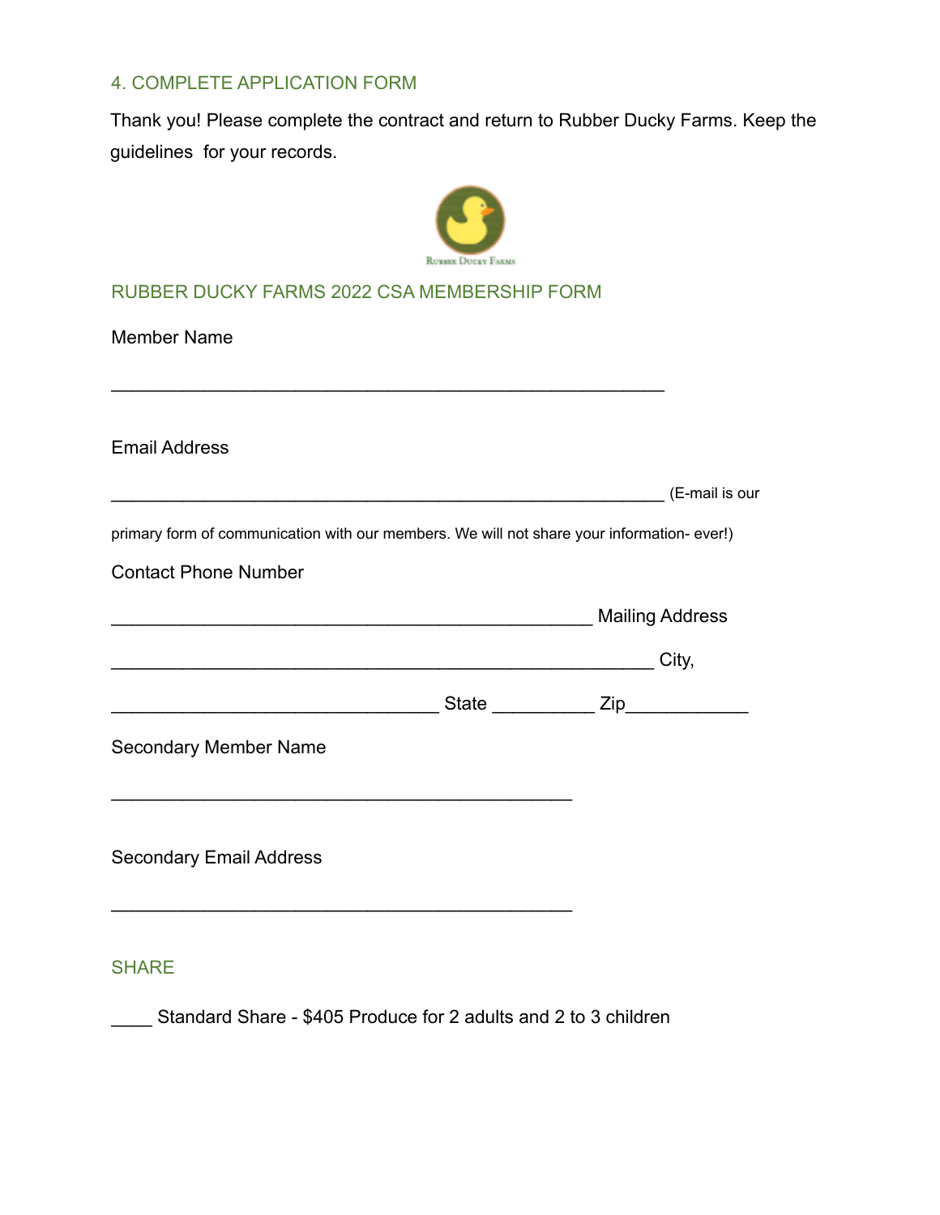## 4. COMPLETE APPLICATION FORM

Thank you! Please complete the contract and return to Rubber Ducky Farms. Keep the guidelines for your records.

Rubber Ducky Farms

## RUBBER DUCKY FARMS 2022 CSA MEMBERSHIP FORM

Member Name

_______________________________________________________

Email Address

_______________________________________________________ (E-mail is our primary form of communication with our members. We will not share your information- ever!)

Contact Phone Number

________________________________________________ Mailing Address

______________________________________________________ City,

_________________________________ State __________ Zip____________

Secondary Member Name

______________________________________________

Secondary Email Address

______________________________________________

## SHARE

____ Standard Share - $405 Produce for 2 adults and 2 to 3 children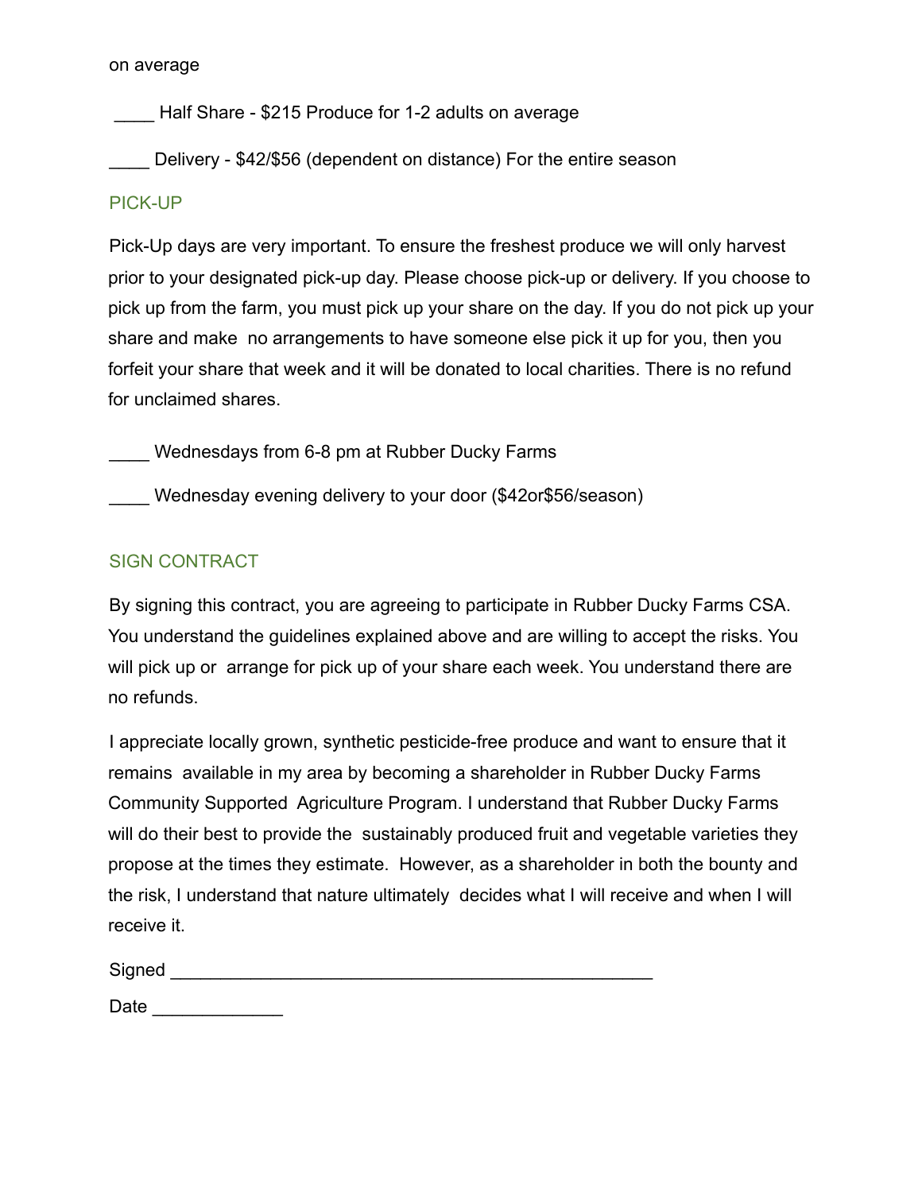on average

____ Half Share - $215 Produce for 1-2 adults on average

____ Delivery - $42/$56 (dependent on distance) For the entire season

## PICK-UP

Pick-Up days are very important. To ensure the freshest produce we will only harvest prior to your designated pick-up day. Please choose pick-up or delivery. If you choose to pick up from the farm, you must pick up your share on the day. If you do not pick up your share and make no arrangements to have someone else pick it up for you, then you forfeit your share that week and it will be donated to local charities. There is no refund for unclaimed shares.

____ Wednesdays from 6-8 pm at Rubber Ducky Farms

____ Wednesday evening delivery to your door ($42or$56/season)

## SIGN CONTRACT

By signing this contract, you are agreeing to participate in Rubber Ducky Farms CSA. You understand the guidelines explained above and are willing to accept the risks. You will pick up or arrange for pick up of your share each week. You understand there are no refunds.

I appreciate locally grown, synthetic pesticide-free produce and want to ensure that it remains available in my area by becoming a shareholder in Rubber Ducky Farms Community Supported Agriculture Program. I understand that Rubber Ducky Farms will do their best to provide the sustainably produced fruit and vegetable varieties they propose at the times they estimate. However, as a shareholder in both the bounty and the risk, I understand that nature ultimately decides what I will receive and when I will receive it.

Signed ________________________________________________

Date _____________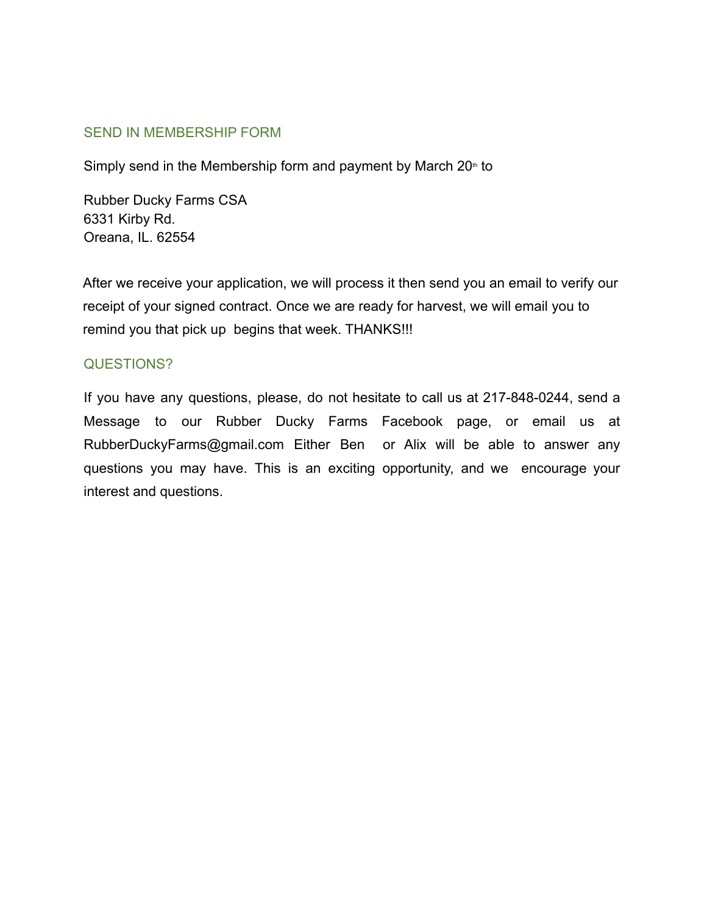## SEND IN MEMBERSHIP FORM

Simply send in the Membership form and payment by March 20th to

Rubber Ducky Farms CSA
6331 Kirby Rd.
Oreana, IL. 62554

After we receive your application, we will process it then send you an email to verify our receipt of your signed contract. Once we are ready for harvest, we will email you to remind you that pick up begins that week. THANKS!!!

## QUESTIONS?

If you have any questions, please, do not hesitate to call us at 217-848-0244, send a Message to our Rubber Ducky Farms Facebook page, or email us at RubberDuckyFarms@gmail.com Either Ben or Alix will be able to answer any questions you may have. This is an exciting opportunity, and we encourage your interest and questions.